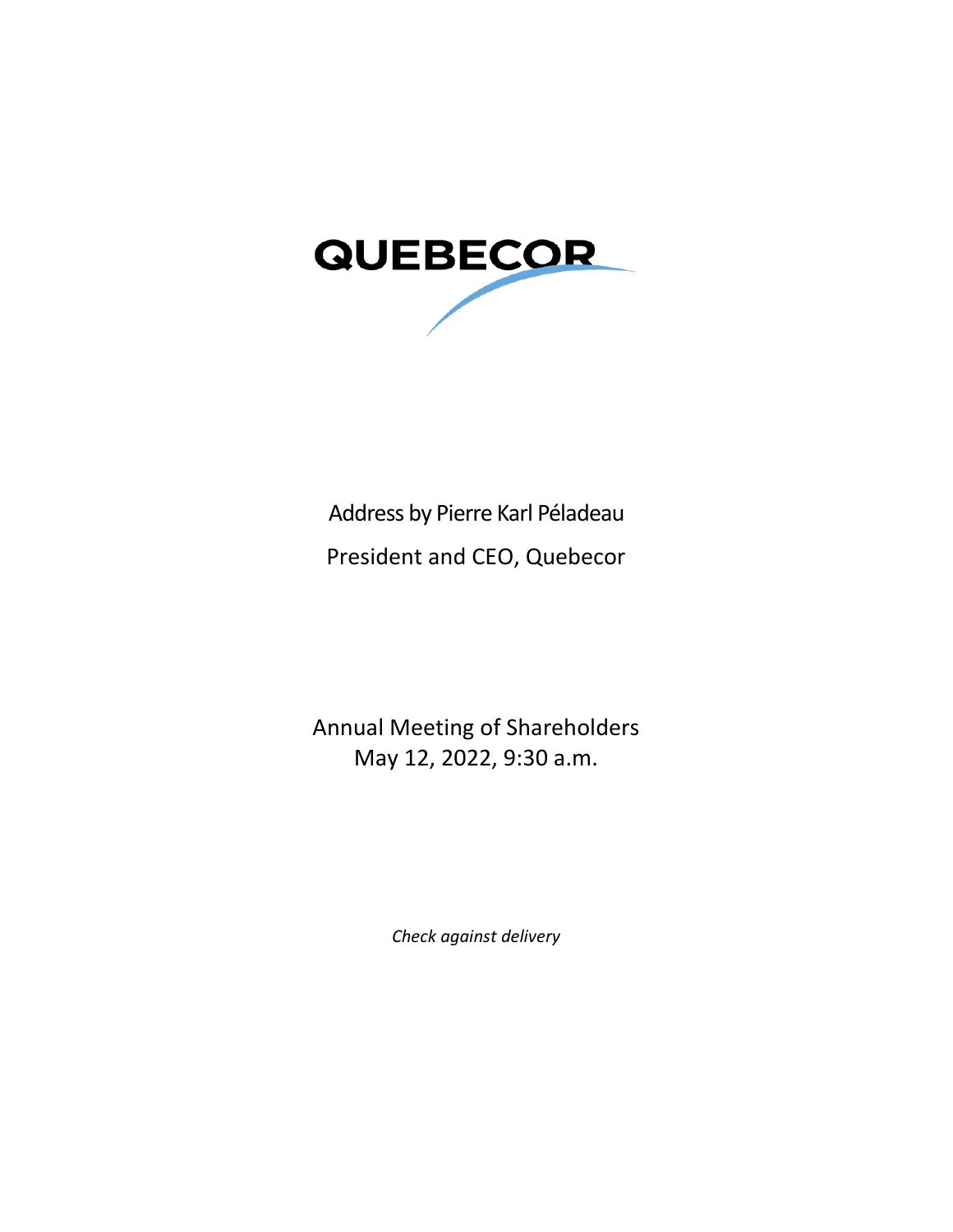QUEBECOR

Address by Pierre Karl Péladeau

President and CEO, Quebecor

Annual Meeting of Shareholders

May 12, 2022, 9:30 a.m.

*Check against delivery*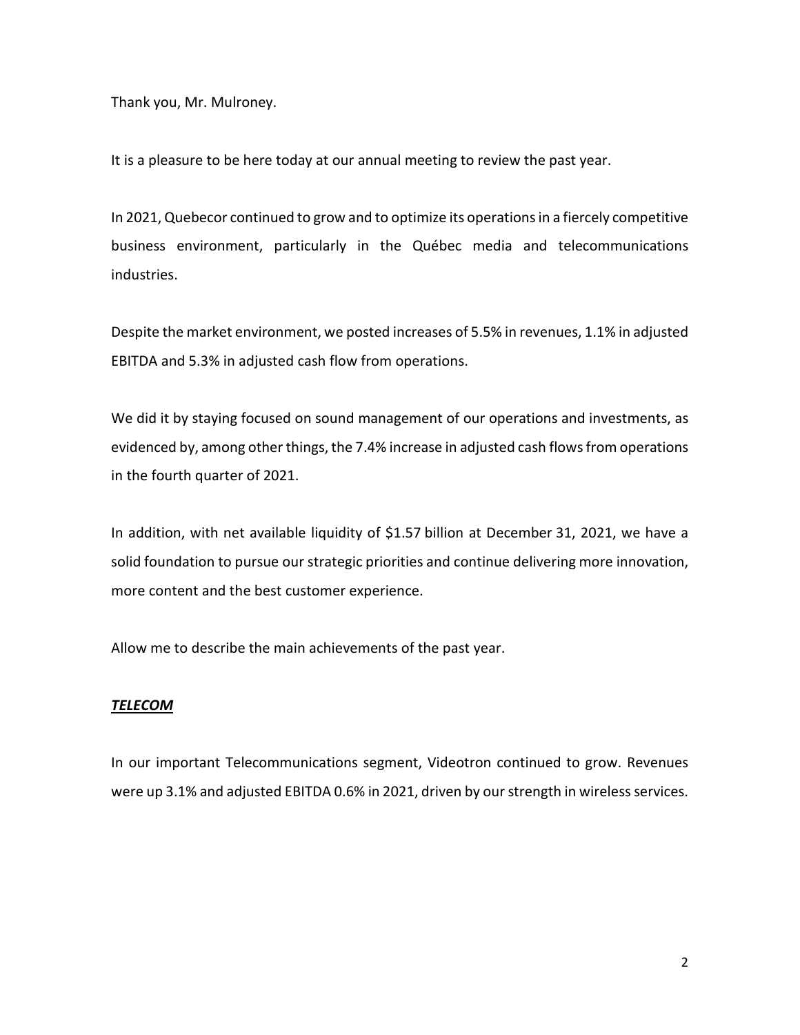Thank you, Mr. Mulroney.

It is a pleasure to be here today at our annual meeting to review the past year.

In 2021, Quebecor continued to grow and to optimize its operations in a fiercely competitive business environment, particularly in the Québec media and telecommunications industries.

Despite the market environment, we posted increases of 5.5% in revenues, 1.1% in adjusted EBITDA and 5.3% in adjusted cash flow from operations.

We did it by staying focused on sound management of our operations and investments, as evidenced by, among other things, the 7.4% increase in adjusted cash flows from operations in the fourth quarter of 2021.

In addition, with net available liquidity of $1.57 billion at December 31, 2021, we have a solid foundation to pursue our strategic priorities and continue delivering more innovation, more content and the best customer experience.

Allow me to describe the main achievements of the past year.

***TELECOM***

In our important Telecommunications segment, Videotron continued to grow. Revenues were up 3.1% and adjusted EBITDA 0.6% in 2021, driven by our strength in wireless services.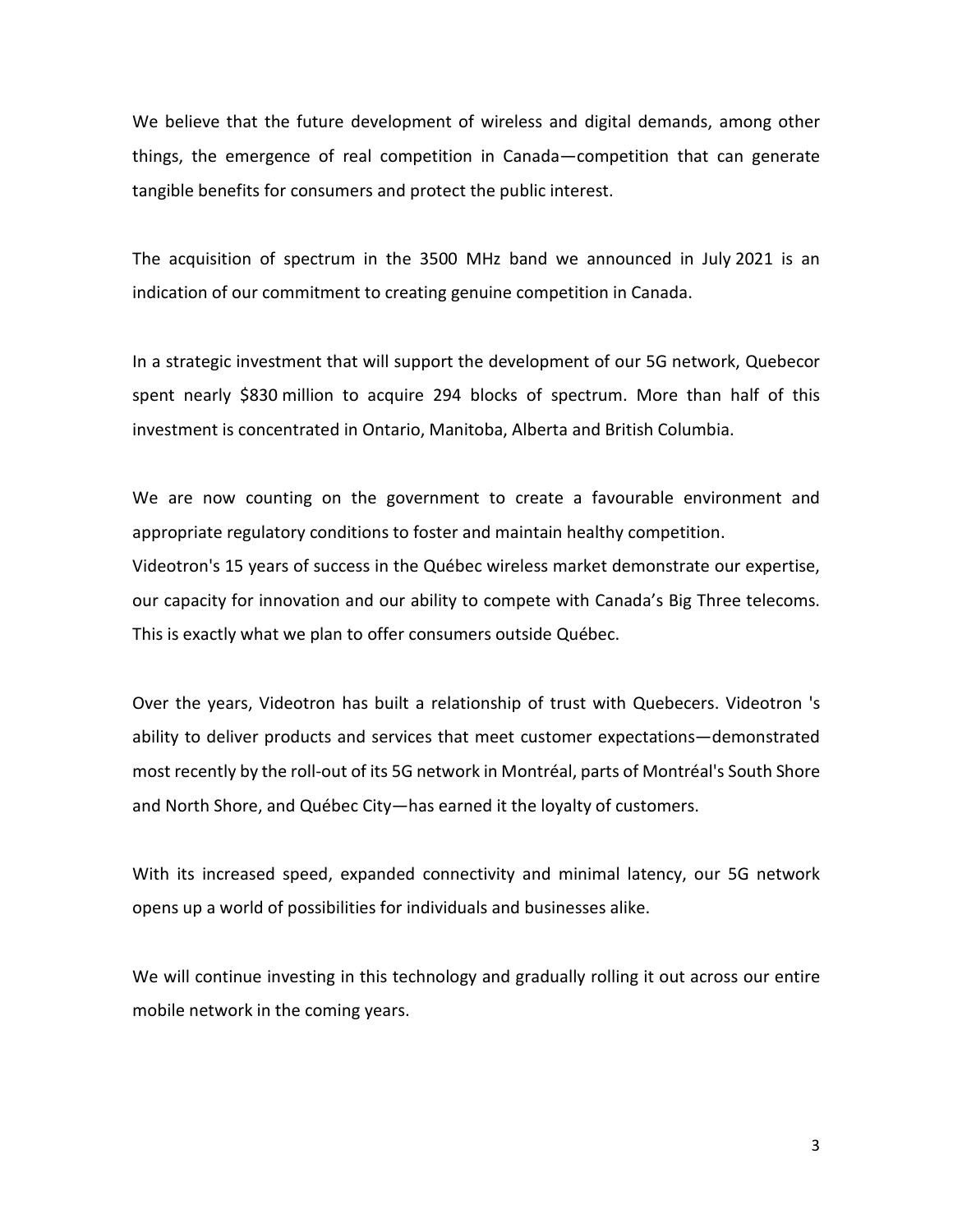We believe that the future development of wireless and digital demands, among other things, the emergence of real competition in Canada—competition that can generate tangible benefits for consumers and protect the public interest.

The acquisition of spectrum in the 3500 MHz band we announced in July 2021 is an indication of our commitment to creating genuine competition in Canada.

In a strategic investment that will support the development of our 5G network, Quebecor spent nearly $830 million to acquire 294 blocks of spectrum. More than half of this investment is concentrated in Ontario, Manitoba, Alberta and British Columbia.

We are now counting on the government to create a favourable environment and appropriate regulatory conditions to foster and maintain healthy competition.
Videotron's 15 years of success in the Québec wireless market demonstrate our expertise, our capacity for innovation and our ability to compete with Canada's Big Three telecoms. This is exactly what we plan to offer consumers outside Québec.

Over the years, Videotron has built a relationship of trust with Quebecers. Videotron 's ability to deliver products and services that meet customer expectations—demonstrated most recently by the roll-out of its 5G network in Montréal, parts of Montréal's South Shore and North Shore, and Québec City—has earned it the loyalty of customers.

With its increased speed, expanded connectivity and minimal latency, our 5G network opens up a world of possibilities for individuals and businesses alike.

We will continue investing in this technology and gradually rolling it out across our entire mobile network in the coming years.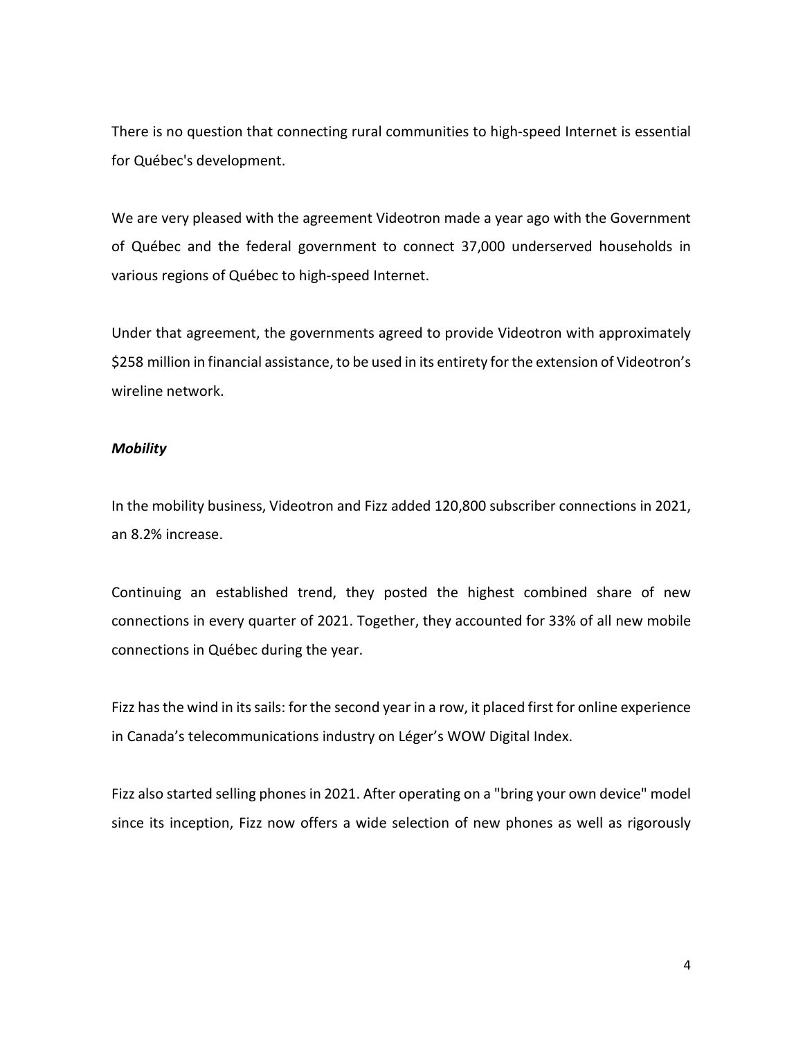There is no question that connecting rural communities to high-speed Internet is essential for Québec's development.

We are very pleased with the agreement Videotron made a year ago with the Government of Québec and the federal government to connect 37,000 underserved households in various regions of Québec to high-speed Internet.

Under that agreement, the governments agreed to provide Videotron with approximately $258 million in financial assistance, to be used in its entirety for the extension of Videotron's wireline network.

***Mobility***

In the mobility business, Videotron and Fizz added 120,800 subscriber connections in 2021, an 8.2% increase.

Continuing an established trend, they posted the highest combined share of new connections in every quarter of 2021. Together, they accounted for 33% of all new mobile connections in Québec during the year.

Fizz has the wind in its sails: for the second year in a row, it placed first for online experience in Canada's telecommunications industry on Léger's WOW Digital Index.

Fizz also started selling phones in 2021. After operating on a "bring your own device" model since its inception, Fizz now offers a wide selection of new phones as well as rigorously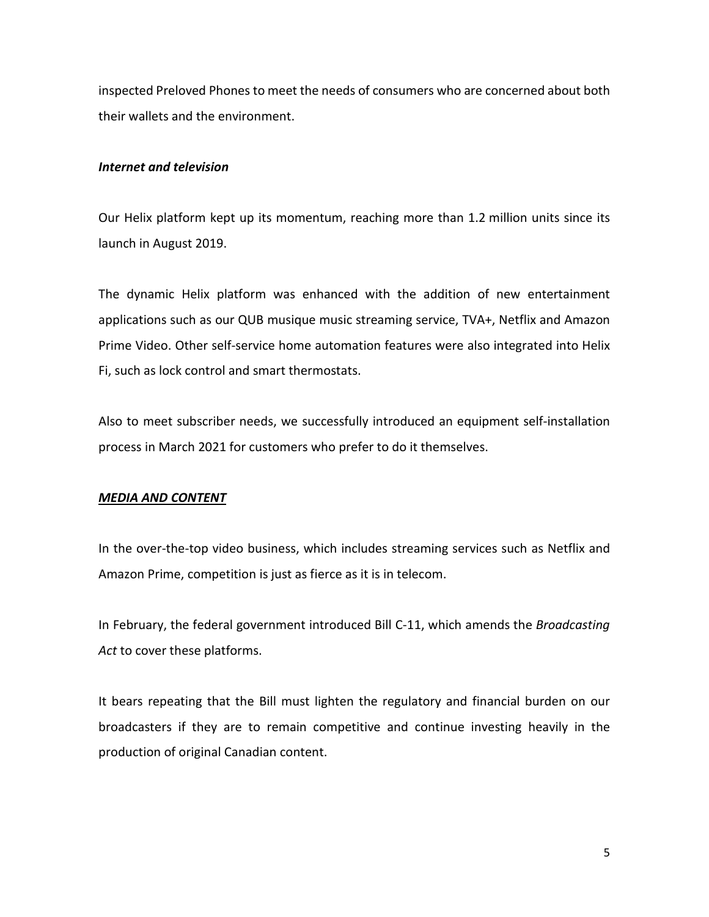inspected Preloved Phones to meet the needs of consumers who are concerned about both their wallets and the environment.

***Internet and television***

Our Helix platform kept up its momentum, reaching more than 1.2 million units since its launch in August 2019.

The dynamic Helix platform was enhanced with the addition of new entertainment applications such as our QUB musique music streaming service, TVA+, Netflix and Amazon Prime Video. Other self-service home automation features were also integrated into Helix Fi, such as lock control and smart thermostats.

Also to meet subscriber needs, we successfully introduced an equipment self-installation process in March 2021 for customers who prefer to do it themselves.

***<u>MEDIA AND CONTENT</u>***

In the over-the-top video business, which includes streaming services such as Netflix and Amazon Prime, competition is just as fierce as it is in telecom.

In February, the federal government introduced Bill C-11, which amends the *Broadcasting Act* to cover these platforms.

It bears repeating that the Bill must lighten the regulatory and financial burden on our broadcasters if they are to remain competitive and continue investing heavily in the production of original Canadian content.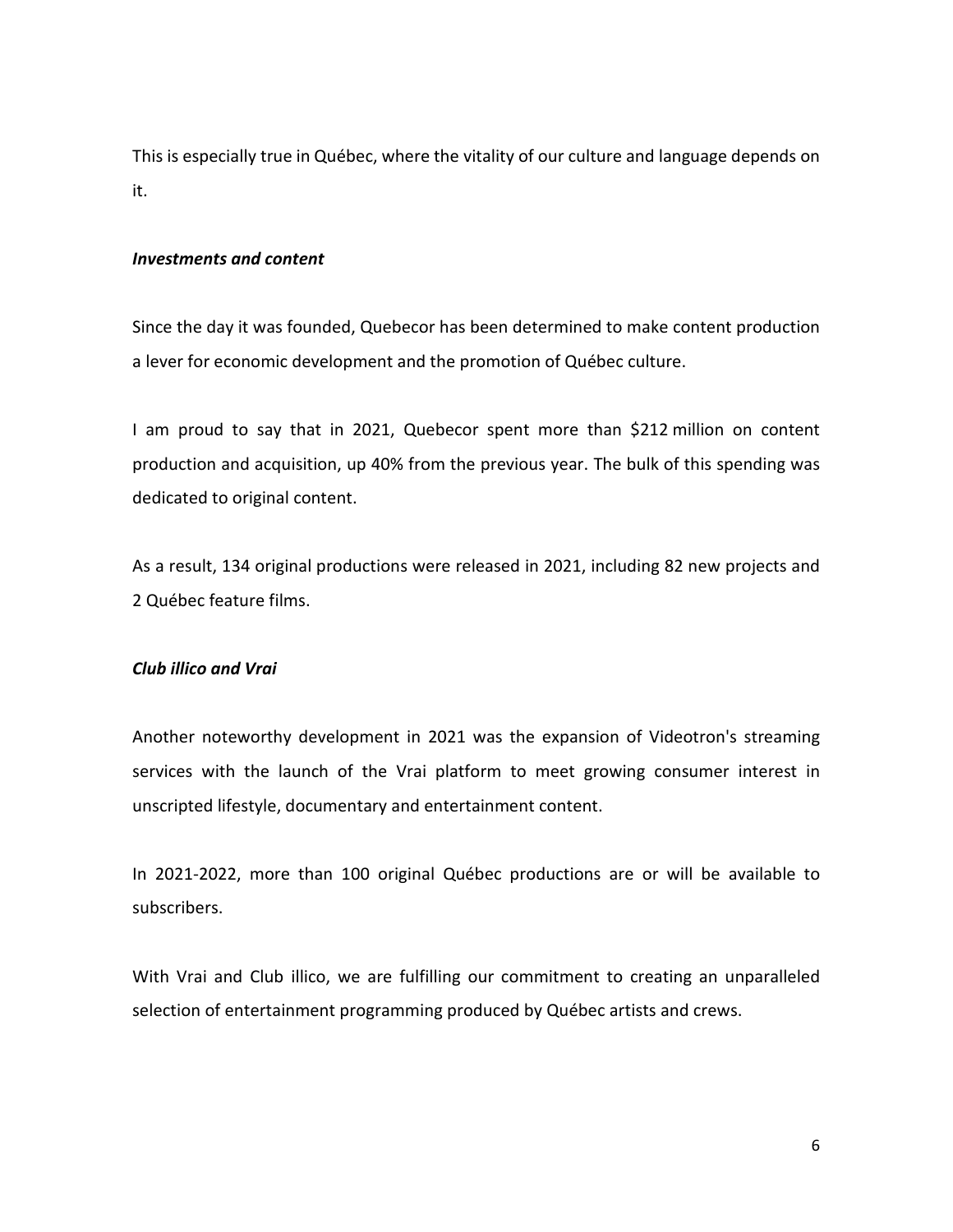This is especially true in Québec, where the vitality of our culture and language depends on it.

***Investments and content***

Since the day it was founded, Quebecor has been determined to make content production a lever for economic development and the promotion of Québec culture.

I am proud to say that in 2021, Quebecor spent more than $212 million on content production and acquisition, up 40% from the previous year. The bulk of this spending was dedicated to original content.

As a result, 134 original productions were released in 2021, including 82 new projects and 2 Québec feature films.

***Club illico and Vrai***

Another noteworthy development in 2021 was the expansion of Videotron's streaming services with the launch of the Vrai platform to meet growing consumer interest in unscripted lifestyle, documentary and entertainment content.

In 2021-2022, more than 100 original Québec productions are or will be available to subscribers.

With Vrai and Club illico, we are fulfilling our commitment to creating an unparalleled selection of entertainment programming produced by Québec artists and crews.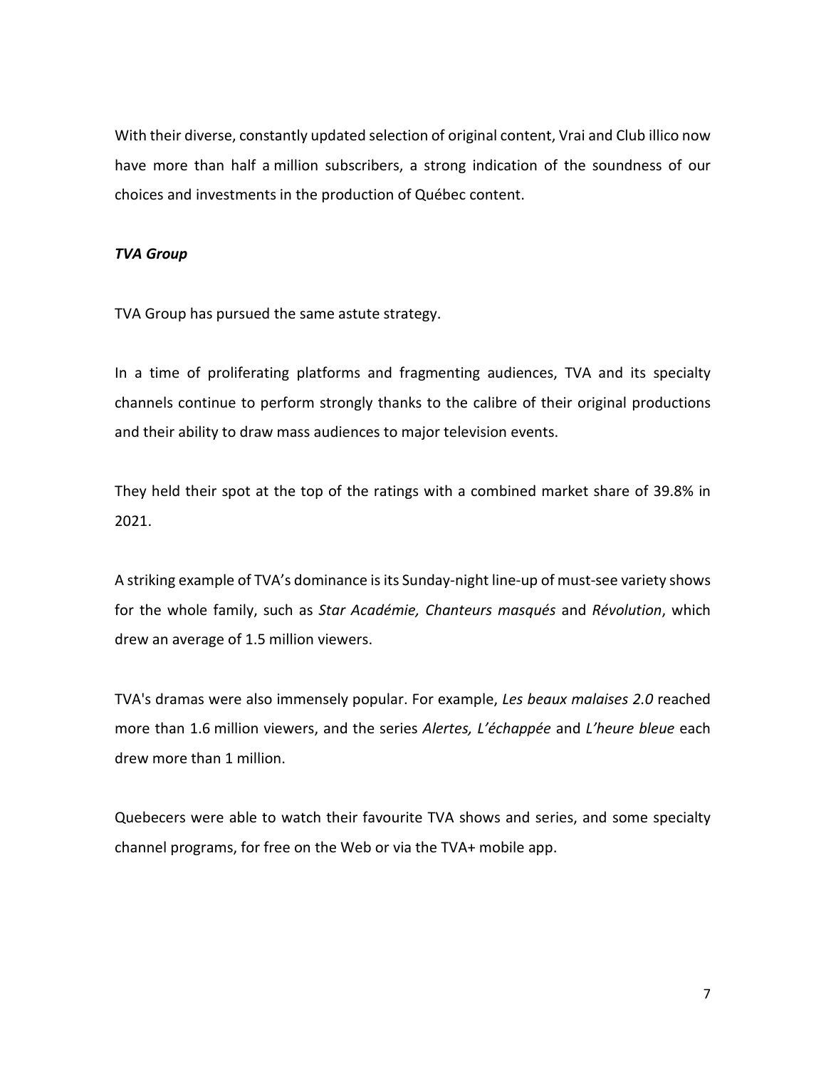With their diverse, constantly updated selection of original content, Vrai and Club illico now have more than half a million subscribers, a strong indication of the soundness of our choices and investments in the production of Québec content.

***TVA Group***

TVA Group has pursued the same astute strategy.

In a time of proliferating platforms and fragmenting audiences, TVA and its specialty channels continue to perform strongly thanks to the calibre of their original productions and their ability to draw mass audiences to major television events.

They held their spot at the top of the ratings with a combined market share of 39.8% in 2021.

A striking example of TVA's dominance is its Sunday-night line-up of must-see variety shows for the whole family, such as *Star Académie, Chanteurs masqués* and *Révolution*, which drew an average of 1.5 million viewers.

TVA's dramas were also immensely popular. For example, *Les beaux malaises 2.0* reached more than 1.6 million viewers, and the series *Alertes, L'échappée* and *L'heure bleue* each drew more than 1 million.

Quebecers were able to watch their favourite TVA shows and series, and some specialty channel programs, for free on the Web or via the TVA+ mobile app.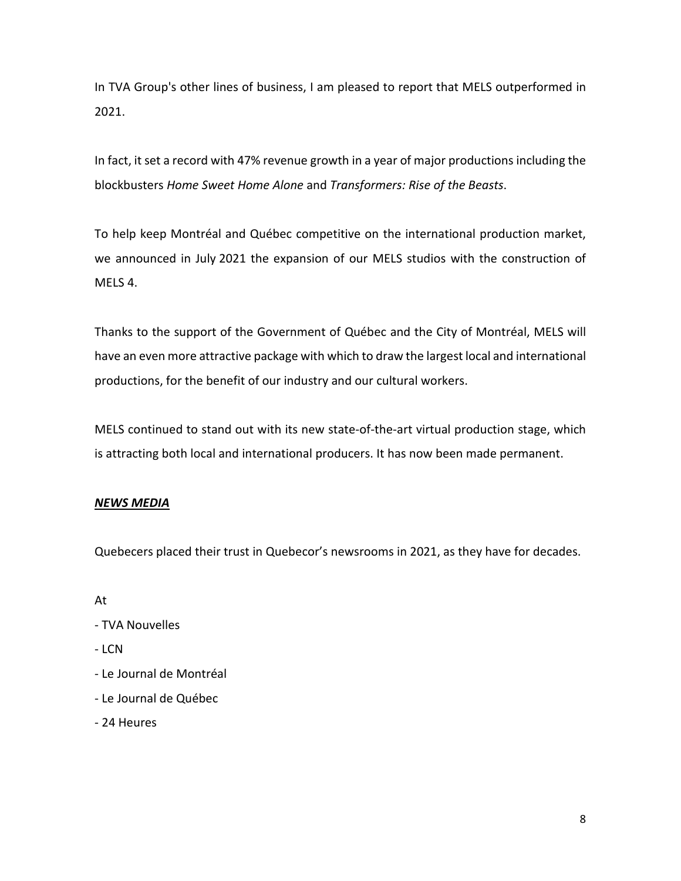In TVA Group's other lines of business, I am pleased to report that MELS outperformed in 2021.

In fact, it set a record with 47% revenue growth in a year of major productions including the blockbusters *Home Sweet Home Alone* and *Transformers: Rise of the Beasts*.

To help keep Montréal and Québec competitive on the international production market, we announced in July 2021 the expansion of our MELS studios with the construction of MELS 4.

Thanks to the support of the Government of Québec and the City of Montréal, MELS will have an even more attractive package with which to draw the largest local and international productions, for the benefit of our industry and our cultural workers.

MELS continued to stand out with its new state-of-the-art virtual production stage, which is attracting both local and international producers. It has now been made permanent.

***<u>NEWS MEDIA</u>***

Quebecers placed their trust in Quebecor's newsrooms in 2021, as they have for decades.

At

- TVA Nouvelles
- LCN
- Le Journal de Montréal
- Le Journal de Québec
- 24 Heures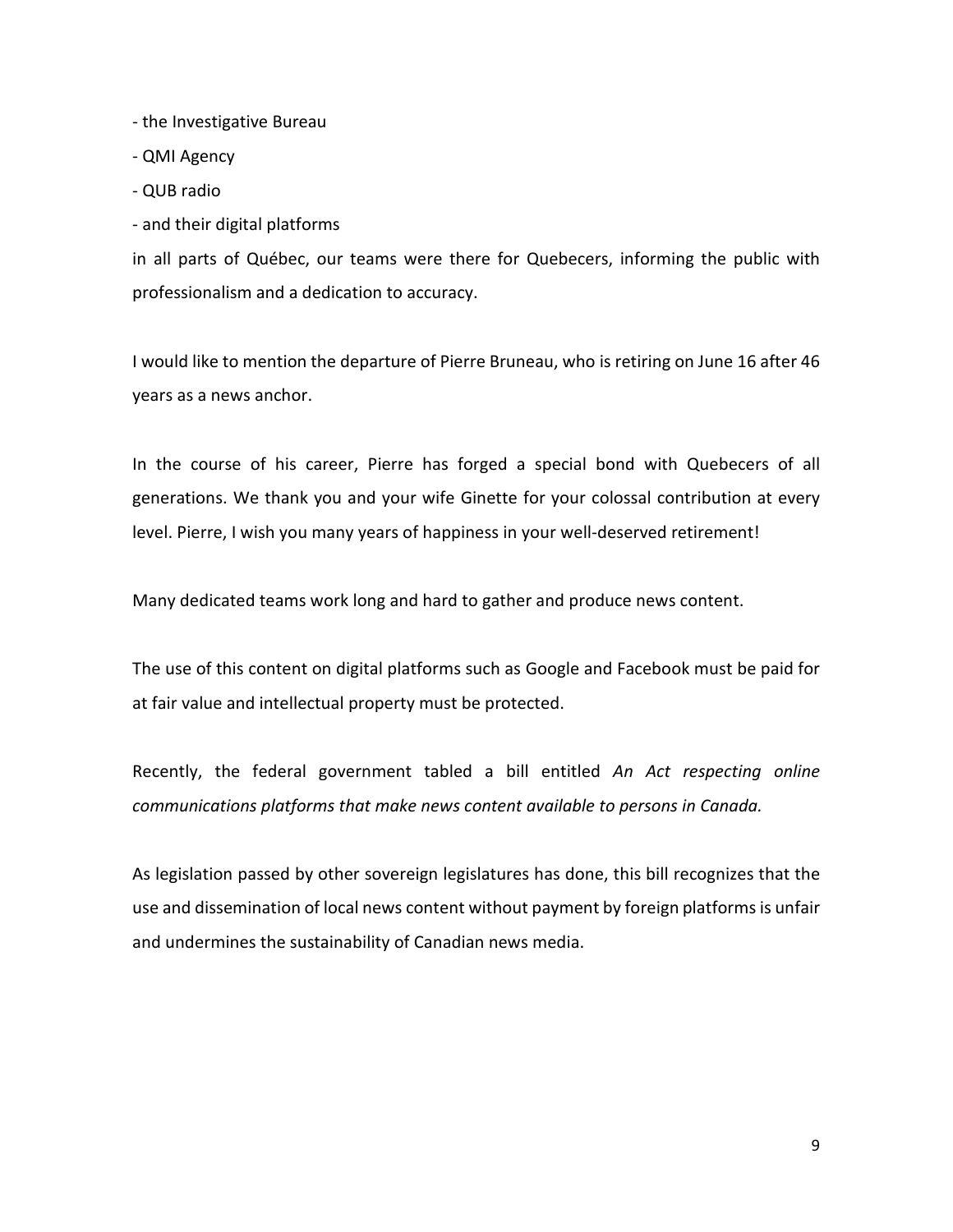- the Investigative Bureau
- QMI Agency
- QUB radio
- and their digital platforms

in all parts of Québec, our teams were there for Quebecers, informing the public with professionalism and a dedication to accuracy.

I would like to mention the departure of Pierre Bruneau, who is retiring on June 16 after 46 years as a news anchor.

In the course of his career, Pierre has forged a special bond with Quebecers of all generations. We thank you and your wife Ginette for your colossal contribution at every level. Pierre, I wish you many years of happiness in your well-deserved retirement!

Many dedicated teams work long and hard to gather and produce news content.

The use of this content on digital platforms such as Google and Facebook must be paid for at fair value and intellectual property must be protected.

Recently, the federal government tabled a bill entitled *An Act respecting online communications platforms that make news content available to persons in Canada.*

As legislation passed by other sovereign legislatures has done, this bill recognizes that the use and dissemination of local news content without payment by foreign platforms is unfair and undermines the sustainability of Canadian news media.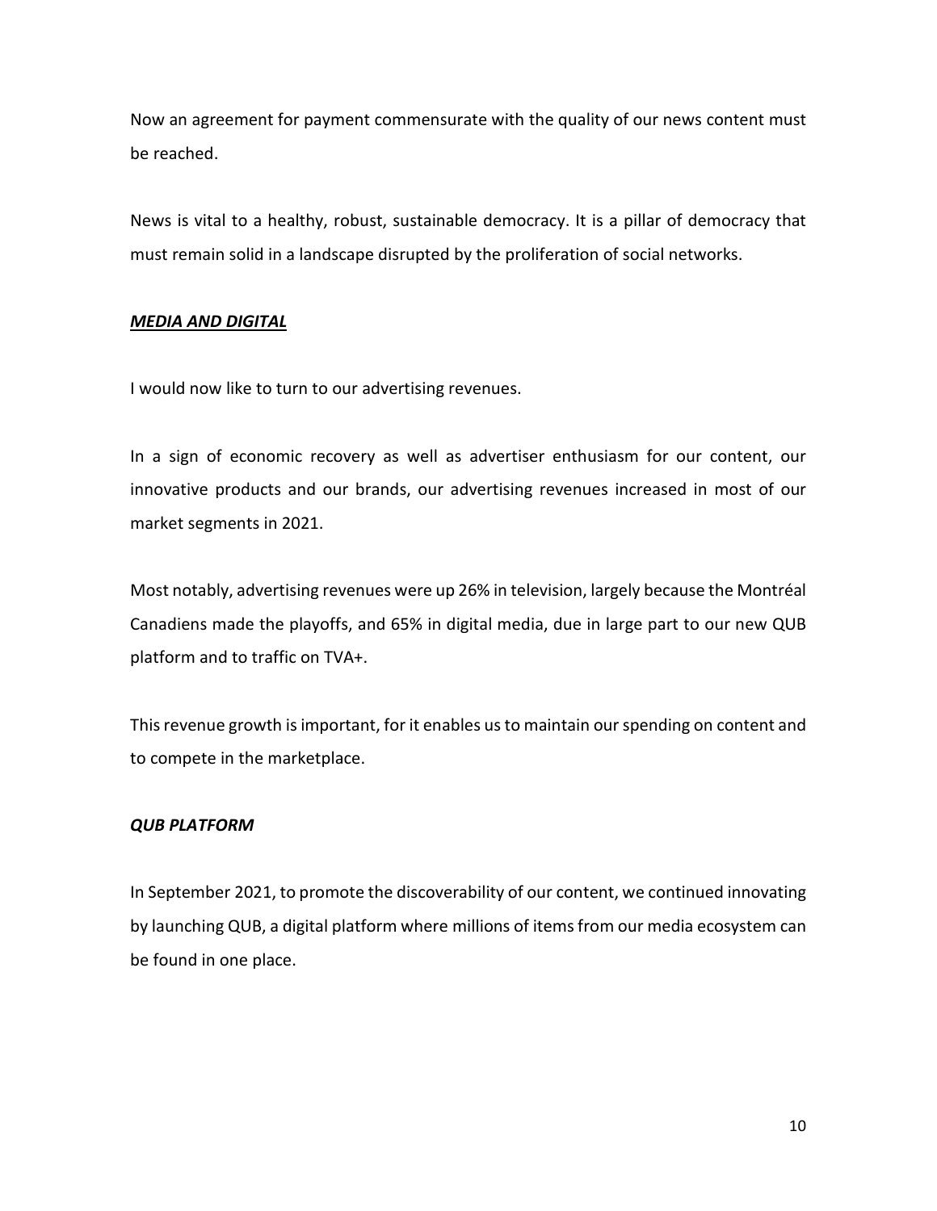Now an agreement for payment commensurate with the quality of our news content must be reached.

News is vital to a healthy, robust, sustainable democracy. It is a pillar of democracy that must remain solid in a landscape disrupted by the proliferation of social networks.

***<u>MEDIA AND DIGITAL</u>***

I would now like to turn to our advertising revenues.

In a sign of economic recovery as well as advertiser enthusiasm for our content, our innovative products and our brands, our advertising revenues increased in most of our market segments in 2021.

Most notably, advertising revenues were up 26% in television, largely because the Montréal Canadiens made the playoffs, and 65% in digital media, due in large part to our new QUB platform and to traffic on TVA+.

This revenue growth is important, for it enables us to maintain our spending on content and to compete in the marketplace.

***QUB PLATFORM***

In September 2021, to promote the discoverability of our content, we continued innovating by launching QUB, a digital platform where millions of items from our media ecosystem can be found in one place.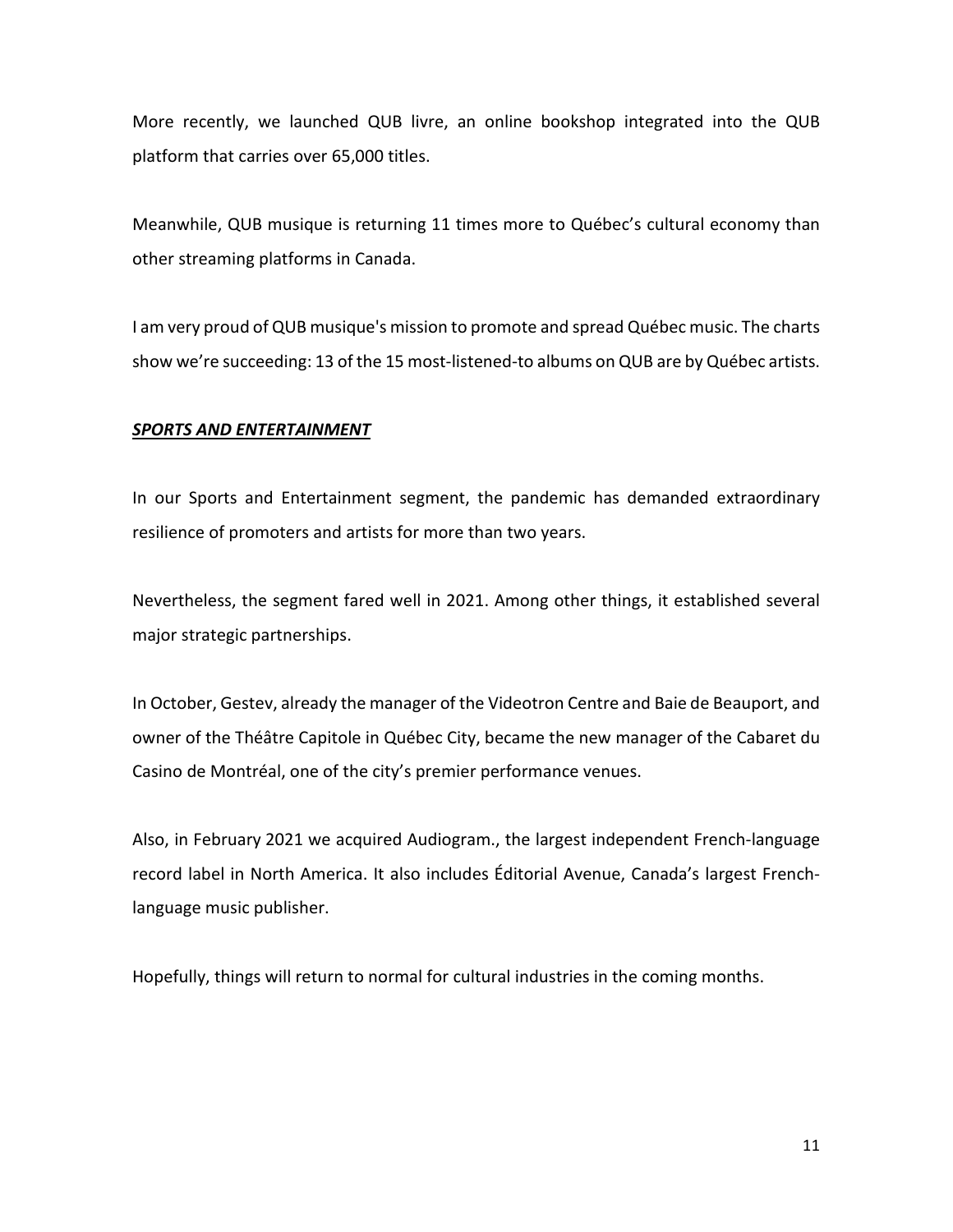More recently, we launched QUB livre, an online bookshop integrated into the QUB platform that carries over 65,000 titles.

Meanwhile, QUB musique is returning 11 times more to Québec's cultural economy than other streaming platforms in Canada.

I am very proud of QUB musique's mission to promote and spread Québec music. The charts show we're succeeding: 13 of the 15 most-listened-to albums on QUB are by Québec artists.

***SPORTS AND ENTERTAINMENT***

In our Sports and Entertainment segment, the pandemic has demanded extraordinary resilience of promoters and artists for more than two years.

Nevertheless, the segment fared well in 2021. Among other things, it established several major strategic partnerships.

In October, Gestev, already the manager of the Videotron Centre and Baie de Beauport, and owner of the Théâtre Capitole in Québec City, became the new manager of the Cabaret du Casino de Montréal, one of the city's premier performance venues.

Also, in February 2021 we acquired Audiogram., the largest independent French-language record label in North America. It also includes Éditorial Avenue, Canada's largest French-language music publisher.

Hopefully, things will return to normal for cultural industries in the coming months.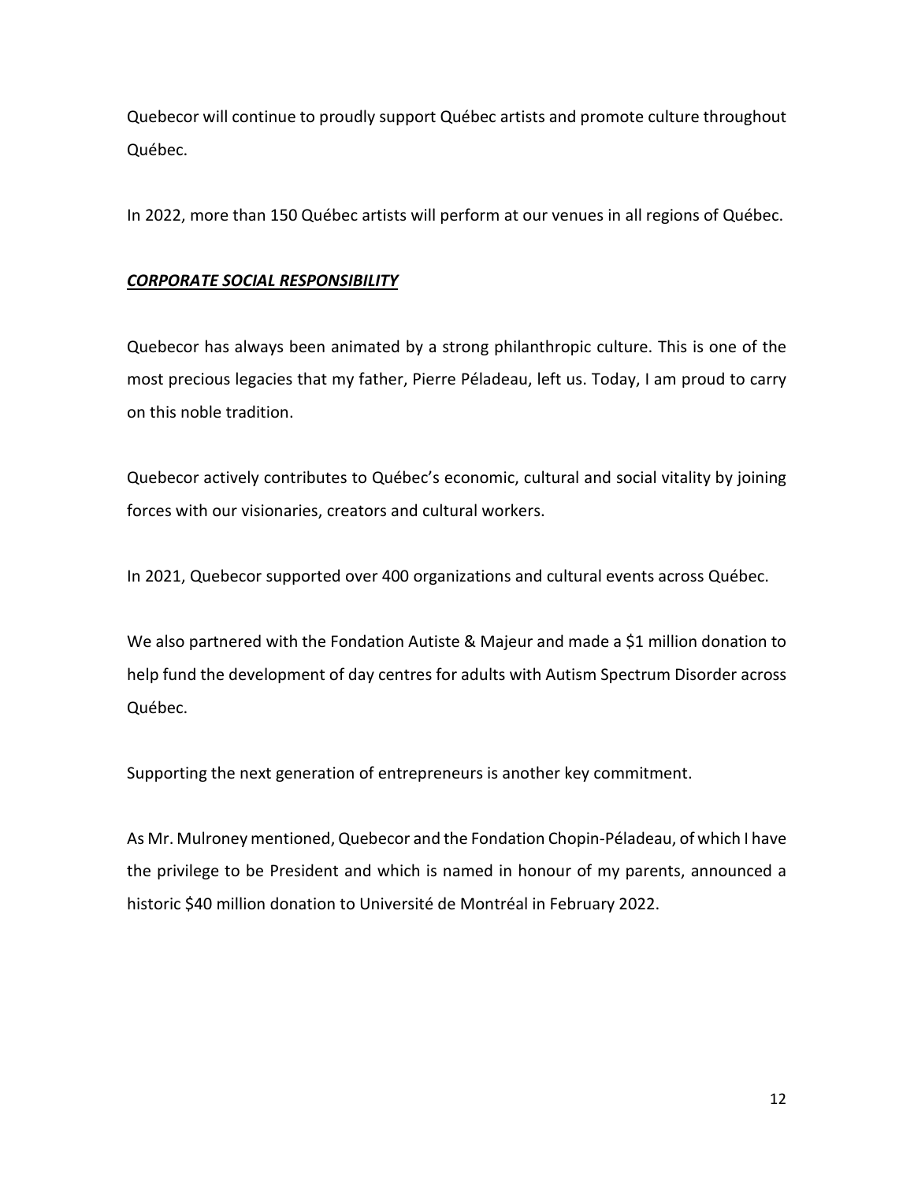Quebecor will continue to proudly support Québec artists and promote culture throughout Québec.

In 2022, more than 150 Québec artists will perform at our venues in all regions of Québec.

***CORPORATE SOCIAL RESPONSIBILITY***

Quebecor has always been animated by a strong philanthropic culture. This is one of the most precious legacies that my father, Pierre Péladeau, left us. Today, I am proud to carry on this noble tradition.

Quebecor actively contributes to Québec's economic, cultural and social vitality by joining forces with our visionaries, creators and cultural workers.

In 2021, Quebecor supported over 400 organizations and cultural events across Québec.

We also partnered with the Fondation Autiste & Majeur and made a $1 million donation to help fund the development of day centres for adults with Autism Spectrum Disorder across Québec.

Supporting the next generation of entrepreneurs is another key commitment.

As Mr. Mulroney mentioned, Quebecor and the Fondation Chopin-Péladeau, of which I have the privilege to be President and which is named in honour of my parents, announced a historic $40 million donation to Université de Montréal in February 2022.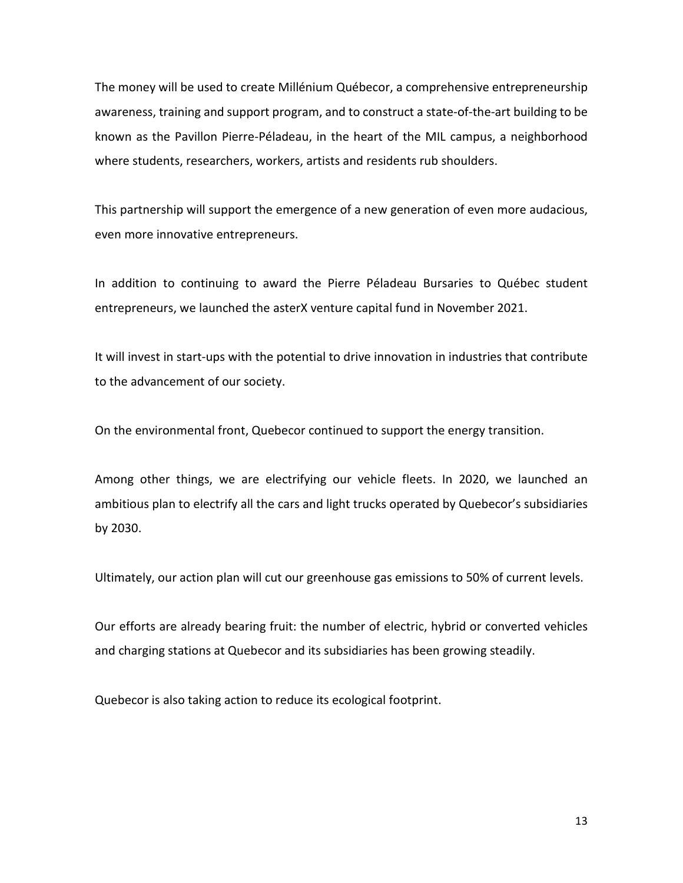The money will be used to create Millénium Québecor, a comprehensive entrepreneurship awareness, training and support program, and to construct a state-of-the-art building to be known as the Pavillon Pierre-Péladeau, in the heart of the MIL campus, a neighborhood where students, researchers, workers, artists and residents rub shoulders.

This partnership will support the emergence of a new generation of even more audacious, even more innovative entrepreneurs.

In addition to continuing to award the Pierre Péladeau Bursaries to Québec student entrepreneurs, we launched the asterX venture capital fund in November 2021.

It will invest in start-ups with the potential to drive innovation in industries that contribute to the advancement of our society.

On the environmental front, Quebecor continued to support the energy transition.

Among other things, we are electrifying our vehicle fleets. In 2020, we launched an ambitious plan to electrify all the cars and light trucks operated by Quebecor's subsidiaries by 2030.

Ultimately, our action plan will cut our greenhouse gas emissions to 50% of current levels.

Our efforts are already bearing fruit: the number of electric, hybrid or converted vehicles and charging stations at Quebecor and its subsidiaries has been growing steadily.

Quebecor is also taking action to reduce its ecological footprint.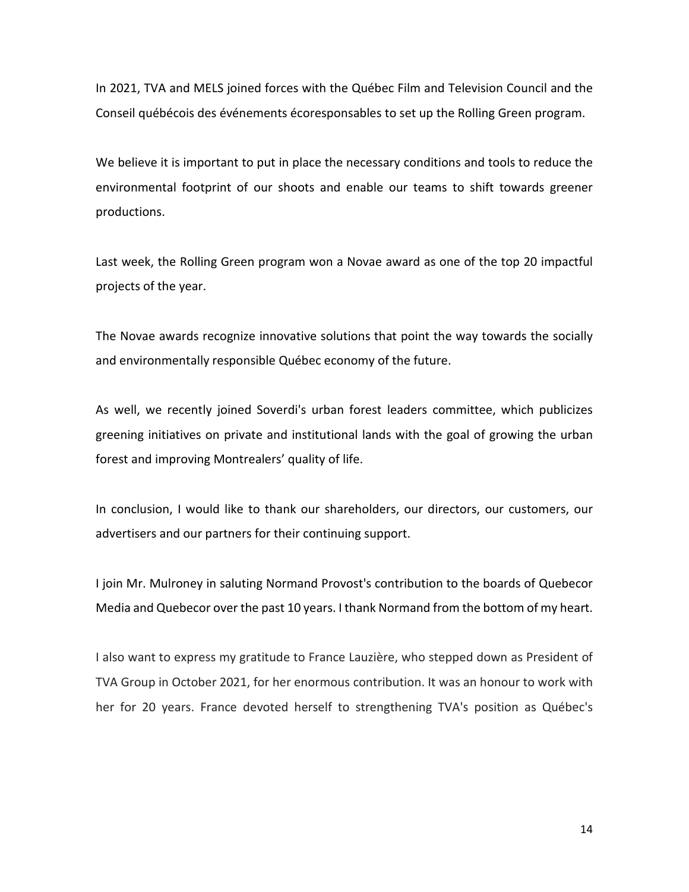In 2021, TVA and MELS joined forces with the Québec Film and Television Council and the Conseil québécois des événements écoresponsables to set up the Rolling Green program.

We believe it is important to put in place the necessary conditions and tools to reduce the environmental footprint of our shoots and enable our teams to shift towards greener productions.

Last week, the Rolling Green program won a Novae award as one of the top 20 impactful projects of the year.

The Novae awards recognize innovative solutions that point the way towards the socially and environmentally responsible Québec economy of the future.

As well, we recently joined Soverdi's urban forest leaders committee, which publicizes greening initiatives on private and institutional lands with the goal of growing the urban forest and improving Montrealers' quality of life.

In conclusion, I would like to thank our shareholders, our directors, our customers, our advertisers and our partners for their continuing support.

I join Mr. Mulroney in saluting Normand Provost's contribution to the boards of Quebecor Media and Quebecor over the past 10 years. I thank Normand from the bottom of my heart.

I also want to express my gratitude to France Lauzière, who stepped down as President of TVA Group in October 2021, for her enormous contribution. It was an honour to work with her for 20 years. France devoted herself to strengthening TVA's position as Québec's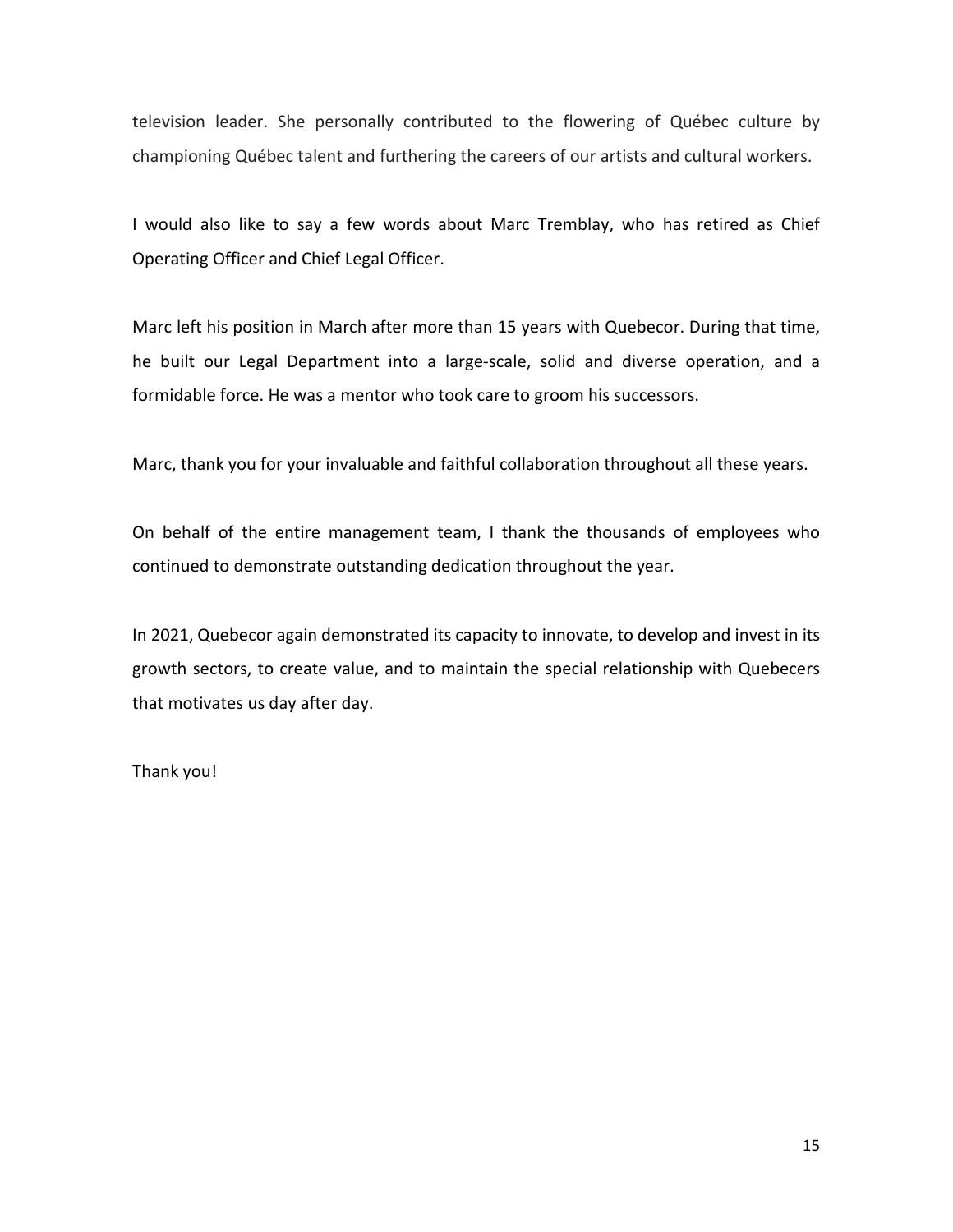television leader. She personally contributed to the flowering of Québec culture by championing Québec talent and furthering the careers of our artists and cultural workers.

I would also like to say a few words about Marc Tremblay, who has retired as Chief Operating Officer and Chief Legal Officer.

Marc left his position in March after more than 15 years with Quebecor. During that time, he built our Legal Department into a large-scale, solid and diverse operation, and a formidable force. He was a mentor who took care to groom his successors.

Marc, thank you for your invaluable and faithful collaboration throughout all these years.

On behalf of the entire management team, I thank the thousands of employees who continued to demonstrate outstanding dedication throughout the year.

In 2021, Quebecor again demonstrated its capacity to innovate, to develop and invest in its growth sectors, to create value, and to maintain the special relationship with Quebecers that motivates us day after day.

Thank you!